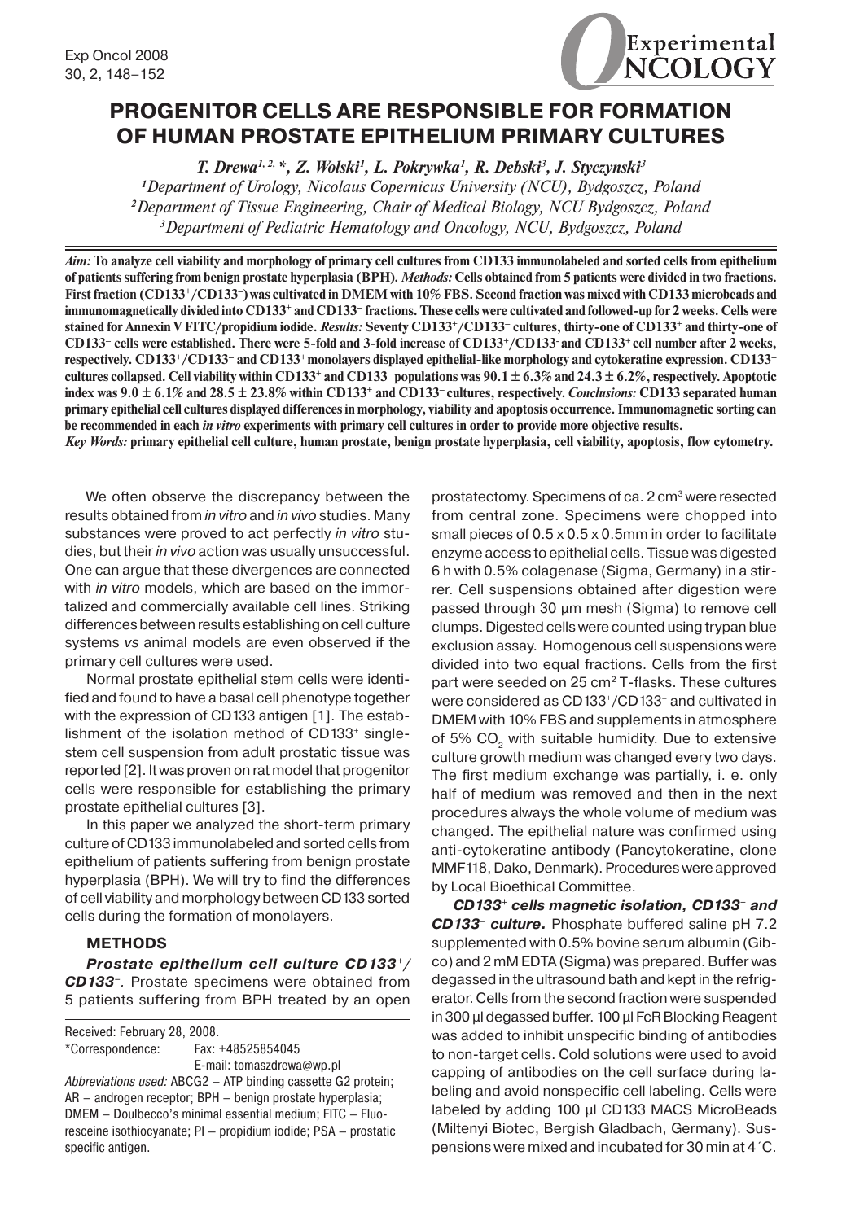# PROGENITOR CELLS ARE RESPONSIBLE FOR FORMATION OF HUMAN PROSTATE EPITHELIUM PRIMARY CULTURES

*T. Drewa[1, 2, *], Z. Wolski[1], L. Pokrywka[1], R. Debski[3], J. Styczynski[3]*

*[1]Department of Urology, Nicolaus Copernicus University (NCU), Bydgoszcz, Poland*
*[2]Department of Tissue Engineering, Chair of Medical Biology, NCU Bydgoszcz, Poland*
*[3]Department of Pediatric Hematology and Oncology, NCU, Bydgoszcz, Poland*

***Aim:*** **To analyze cell viability and morphology of primary cell cultures from CD133 immunolabeled and sorted cells from epithelium of patients suffering from benign prostate hyperplasia (BPH).** ***Methods:*** **Cells obtained from 5 patients were divided in two fractions. First fraction (CD133$^+$/CD133$^-$) was cultivated in DMEM with 10% FBS. Second fraction was mixed with CD133 microbeads and immunomagnetically divided into CD133$^+$ and CD133$^-$ fractions. These cells were cultivated and followed-up for 2 weeks. Cells were stained for Annexin V FITC/propidium iodide.** ***Results:*** **Seventy CD133$^+$/CD133$^-$ cultures, thirty-one of CD133$^+$ and thirty-one of CD133$^-$ cells were established. There were 5-fold and 3-fold increase of CD133$^+$/CD133$^-$ and CD133$^+$ cell number after 2 weeks, respectively. CD133$^+$/CD133$^-$ and CD133$^+$ monolayers displayed epithelial-like morphology and cytokeratine expression. CD133$^-$ cultures collapsed. Cell viability within CD133$^+$ and CD133$^-$ populations was 90.1 ± 6.3% and 24.3 ± 6.2%, respectively. Apoptotic index was 9.0 ± 6.1% and 28.5 ± 23.8% within CD133$^+$ and CD133$^-$ cultures, respectively.** ***Conclusions:*** **CD133 separated human primary epithelial cell cultures displayed differences in morphology, viability and apoptosis occurrence. Immunomagnetic sorting can be recommended in each** ***in vitro*** **experiments with primary cell cultures in order to provide more objective results.**

***Key Words:*** **primary epithelial cell culture, human prostate, benign prostate hyperplasia, cell viability, apoptosis, flow cytometry.**

We often observe the discrepancy between the results obtained from *in vitro* and *in vivo* studies. Many substances were proved to act perfectly *in vitro* studies, but their *in vivo* action was usually unsuccessful. One can argue that these divergences are connected with *in vitro* models, which are based on the immortalized and commercially available cell lines. Striking differences between results establishing on cell culture systems *vs* animal models are even observed if the primary cell cultures were used.

Normal prostate epithelial stem cells were identified and found to have a basal cell phenotype together with the expression of CD133 antigen [1]. The establishment of the isolation method of CD133$^+$ single-stem cell suspension from adult prostatic tissue was reported [2]. It was proven on rat model that progenitor cells were responsible for establishing the primary prostate epithelial cultures [3].

In this paper we analyzed the short-term primary culture of CD133 immunolabeled and sorted cells from epithelium of patients suffering from benign prostate hyperplasia (BPH). We will try to find the differences of cell viability and morphology between CD133 sorted cells during the formation of monolayers.

## METHODS

***Prostate epithelium cell culture CD133$^+$/CD133$^-$.*** Prostate specimens were obtained from 5 patients suffering from BPH treated by an open prostatectomy. Specimens of ca. 2 cm$^3$ were resected from central zone. Specimens were chopped into small pieces of 0.5 x 0.5 x 0.5mm in order to facilitate enzyme access to epithelial cells. Tissue was digested 6 h with 0.5% colagenase (Sigma, Germany) in a stirrer. Cell suspensions obtained after digestion were passed through 30 µm mesh (Sigma) to remove cell clumps. Digested cells were counted using trypan blue exclusion assay. Homogenous cell suspensions were divided into two equal fractions. Cells from the first part were seeded on 25 cm$^2$ T-flasks. These cultures were considered as CD133$^+$/CD133$^-$ and cultivated in DMEM with 10% FBS and supplements in atmosphere of 5% $CO_2$ with suitable humidity. Due to extensive culture growth medium was changed every two days. The first medium exchange was partially, i. e. only half of medium was removed and then in the next procedures always the whole volume of medium was changed. The epithelial nature was confirmed using anti-cytokeratine antibody (Pancytokeratine, clone MMF118, Dako, Denmark). Procedures were approved by Local Bioethical Committee.

***CD133$^+$ cells magnetic isolation, CD133$^+$ and CD133$^-$ culture.*** Phosphate buffered saline pH 7.2 supplemented with 0.5% bovine serum albumin (Gibco) and 2 mM EDTA (Sigma) was prepared. Buffer was degassed in the ultrasound bath and kept in the refrigerator. Cells from the second fraction were suspended in 300 µl degassed buffer. 100 µl FcR Blocking Reagent was added to inhibit unspecific binding of antibodies to non-target cells. Cold solutions were used to avoid capping of antibodies on the cell surface during labeling and avoid nonspecific cell labeling. Cells were labeled by adding 100 µl CD133 MACS MicroBeads (Miltenyi Biotec, Bergish Gladbach, Germany). Suspensions were mixed and incubated for 30 min at 4 °C.

Received: February 28, 2008.
*Correspondence: Fax: +48525854045
E-mail: tomaszdrewa@wp.pl

*Abbreviations used:* ABCG2 – ATP binding cassette G2 protein; AR – androgen receptor; BPH – benign prostate hyperplasia; DMEM – Doulbecco's minimal essential medium; FITC – Fluoresceine isothiocyanate; PI – propidium iodide; PSA – prostatic specific antigen.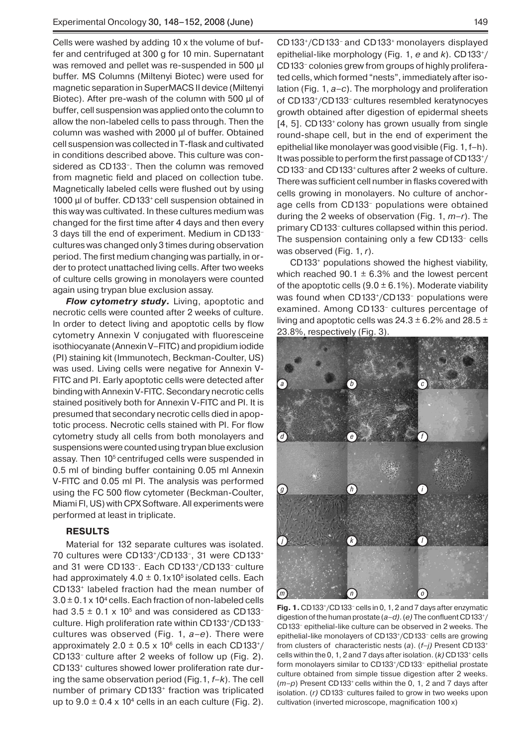Cells were washed by adding 10 x the volume of buffer and centrifuged at 300 g for 10 min. Supernatant was removed and pellet was re-suspended in 500 µl buffer. MS Columns (Miltenyi Biotec) were used for magnetic separation in SuperMACS II device (Miltenyi Biotec). After pre-wash of the column with 500 µl of buffer, cell suspension was applied onto the column to allow the non-labeled cells to pass through. Then the column was washed with 2000 µl of buffer. Obtained cell suspension was collected in T-flask and cultivated in conditions described above. This culture was considered as $CD133^-$. Then the column was removed from magnetic field and placed on collection tube. Magnetically labeled cells were flushed out by using 1000 µl of buffer. $CD133^+$ cell suspension obtained in this way was cultivated. In these cultures medium was changed for the first time after 4 days and then every 3 days till the end of experiment. Medium in $CD133^-$ cultures was changed only 3 times during observation period. The first medium changing was partially, in order to protect unattached living cells. After two weeks of culture cells growing in monolayers were counted again using trypan blue exclusion assay.

***Flow cytometry study.*** Living, apoptotic and necrotic cells were counted after 2 weeks of culture. In order to detect living and apoptotic cells by flow cytometry Annexin V conjugated with fluoresceine isothiocyanate (Annexin V–FITC) and propidium iodide (PI) staining kit (Immunotech, Beckman-Coulter, US) was used. Living cells were negative for Annexin V-FITC and PI. Early apoptotic cells were detected after binding with Annexin V-FITC. Secondary necrotic cells stained positively both for Annexin V-FITC and PI. It is presumed that secondary necrotic cells died in apoptotic process. Necrotic cells stained with PI. For flow cytometry study all cells from both monolayers and suspensions were counted using trypan blue exclusion assay. Then $10^5$ centrifuged cells were suspended in 0.5 ml of binding buffer containing 0.05 ml Annexin V-FITC and 0.05 ml PI. The analysis was performed using the FC 500 flow cytometer (Beckman-Coulter, Miami Fl, US) with CPX Software. All experiments were performed at least in triplicate.

## RESULTS

Material for 132 separate cultures was isolated. 70 cultures were $CD133^+/CD133^-$, 31 were $CD133^+$ and 31 were $CD133^-$. Each $CD133^+/CD133^-$ culture had approximately $4.0 \pm 0.1 \times 10^5$ isolated cells. Each $CD133^+$ labeled fraction had the mean number of $3.0 \pm 0.1 \times 10^4$ cells. Each fraction of non-labeled cells had $3.5 \pm 0.1 \times 10^5$ and was considered as $CD133^-$ culture. High proliferation rate within $CD133^+/CD133^-$ cultures was observed (Fig. 1, *a–e*). There were approximately $2.0 \pm 0.5 \times 10^6$ cells in each $CD133^+/CD133^-$ culture after 2 weeks of follow up (Fig. 2). $CD133^+$ cultures showed lower proliferation rate during the same observation period (Fig. 1, *f–k*). The cell number of primary $CD133^+$ fraction was triplicated up to $9.0 \pm 0.4 \times 10^4$ cells in an each culture (Fig. 2). $CD133^+/CD133^-$ and $CD133^+$ monolayers displayed epithelial-like morphology (Fig. 1, *e* and *k*). $CD133^+/CD133^-$ colonies grew from groups of highly proliferated cells, which formed "nests", immediately after isolation (Fig. 1, *a–c*). The morphology and proliferation of $CD133^+/CD133^-$ cultures resembled keratynocyes growth obtained after digestion of epidermal sheets [4, 5]. $CD133^+$ colony has grown usually from single round-shape cell, but in the end of experiment the epithelial like monolayer was good visible (Fig. 1, f–h). It was possible to perform the first passage of $CD133^+/CD133^-$ and $CD133^+$ cultures after 2 weeks of culture. There was sufficient cell number in flasks covered with cells growing in monolayers. No culture of anchorage cells from $CD133^-$ populations were obtained during the 2 weeks of observation (Fig. 1, *m–r*). The primary $CD133^-$ cultures collapsed within this period. The suspension containing only a few $CD133^-$ cells was observed (Fig. 1, *r*).

$CD133^+$ populations showed the highest viability, which reached $90.1 \pm 6.3\%$ and the lowest percent of the apoptotic cells ($9.0 \pm 6.1\%$). Moderate viability was found when $CD133^+/CD133^-$ populations were examined. Among $CD133^-$ cultures percentage of living and apoptotic cells was $24.3 \pm 6.2\%$ and $28.5 \pm 23.8\%$, respectively (Fig. 3).

**Fig. 1.** $CD133^+/CD133^-$ cells in 0, 1, 2 and 7 days after enzymatic digestion of the human prostate (*a–d*). (*e*) The confluent $CD133^+/CD133^-$ epithelial-like culture can be observed in 2 weeks. The epithelial-like monolayers of $CD133^+/CD133^-$ cells are growing from clusters of characteristic nests (*a*). (*f–j*) Present $CD133^+$ cells within the 0, 1, 2 and 7 days after isolation. (*k*) $CD133^+$ cells form monolayers similar to $CD133^+/CD133^-$ epithelial prostate culture obtained from simple tissue digestion after 2 weeks. (*m–p*) Present $CD133^+$ cells within the 0, 1, 2 and 7 days after isolation. (*r*) $CD133^-$ cultures failed to grow in two weeks upon cultivation (inverted microscope, magnification 100 x)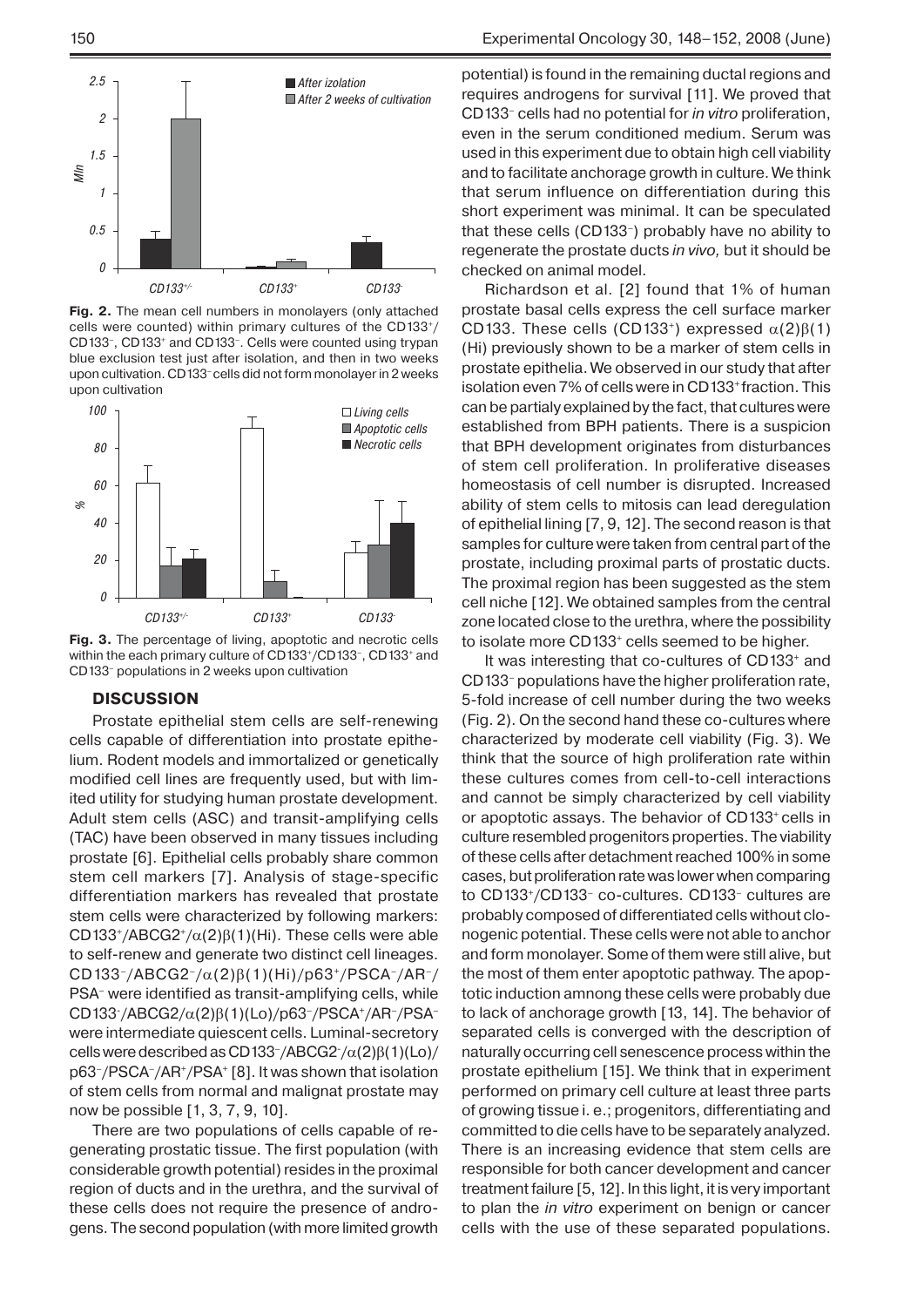Fig. 2. The mean cell numbers in monolayers (only attached cells were counted) within primary cultures of the CD133+/CD133–, CD133+ and CD133–. Cells were counted using trypan blue exclusion test just after isolation, and then in two weeks upon cultivation. CD133– cells did not form monolayer in 2 weeks upon cultivation

Fig. 3. The percentage of living, apoptotic and necrotic cells within the each primary culture of CD133+/CD133–, CD133+ and CD133– populations in 2 weeks upon cultivation

## DISCUSSION

Prostate epithelial stem cells are self-renewing cells capable of differentiation into prostate epithelium. Rodent models and immortalized or genetically modified cell lines are frequently used, but with limited utility for studying human prostate development. Adult stem cells (ASC) and transit-amplifying cells (TAC) have been observed in many tissues including prostate [6]. Epithelial cells probably share common stem cell markers [7]. Analysis of stage-specific differentiation markers has revealed that prostate stem cells were characterized by following markers: CD133+/ABCG2+/α(2)β(1)(Hi). These cells were able to self-renew and generate two distinct cell lineages. CD133–/ABCG2–/α(2)β(1)(Hi)/p63+/PSCA–/AR–/PSA– were identified as transit-amplifying cells, while CD133-/ABCG2/α(2)β(1)(Lo)/p63–/PSCA+/AR–/PSA– were intermediate quiescent cells. Luminal-secretory cells were described as CD133–/ABCG2–/α(2)β(1)(Lo)/p63–/PSCA–/AR+/PSA+ [8]. It was shown that isolation of stem cells from normal and malignat prostate may now be possible [1, 3, 7, 9, 10].

There are two populations of cells capable of regenerating prostatic tissue. The first population (with considerable growth potential) resides in the proximal region of ducts and in the urethra, and the survival of these cells does not require the presence of androgens. The second population (with more limited growth potential) is found in the remaining ductal regions and requires androgens for survival [11]. We proved that CD133– cells had no potential for *in vitro* proliferation, even in the serum conditioned medium. Serum was used in this experiment due to obtain high cell viability and to facilitate anchorage growth in culture. We think that serum influence on differentiation during this short experiment was minimal. It can be speculated that these cells (CD133–) probably have no ability to regenerate the prostate ducts *in vivo,* but it should be checked on animal model.

Richardson et al. [2] found that 1% of human prostate basal cells express the cell surface marker CD133. These cells (CD133+) expressed α(2)β(1) (Hi) previously shown to be a marker of stem cells in prostate epithelia. We observed in our study that after isolation even 7% of cells were in CD133+ fraction. This can be partialy explained by the fact, that cultures were established from BPH patients. There is a suspicion that BPH development originates from disturbances of stem cell proliferation. In proliferative diseases homeostasis of cell number is disrupted. Increased ability of stem cells to mitosis can lead deregulation of epithelial lining [7, 9, 12]. The second reason is that samples for culture were taken from central part of the prostate, including proximal parts of prostatic ducts. The proximal region has been suggested as the stem cell niche [12]. We obtained samples from the central zone located close to the urethra, where the possibility to isolate more CD133+ cells seemed to be higher.

It was interesting that co-cultures of CD133+ and CD133– populations have the higher proliferation rate, 5-fold increase of cell number during the two weeks (Fig. 2). On the second hand these co-cultures where characterized by moderate cell viability (Fig. 3). We think that the source of high proliferation rate within these cultures comes from cell-to-cell interactions and cannot be simply characterized by cell viability or apoptotic assays. The behavior of CD133+ cells in culture resembled progenitors properties. The viability of these cells after detachment reached 100% in some cases, but proliferation rate was lower when comparing to CD133+/CD133– co-cultures. CD133– cultures are probably composed of differentiated cells without clonogenic potential. These cells were not able to anchor and form monolayer. Some of them were still alive, but the most of them enter apoptotic pathway. The apoptotic induction amnong these cells were probably due to lack of anchorage growth [13, 14]. The behavior of separated cells is converged with the description of naturally occurring cell senescence process within the prostate epithelium [15]. We think that in experiment performed on primary cell culture at least three parts of growing tissue i. e.; progenitors, differentiating and committed to die cells have to be separately analyzed. There is an increasing evidence that stem cells are responsible for both cancer development and cancer treatment failure [5, 12]. In this light, it is very important to plan the *in vitro* experiment on benign or cancer cells with the use of these separated populations.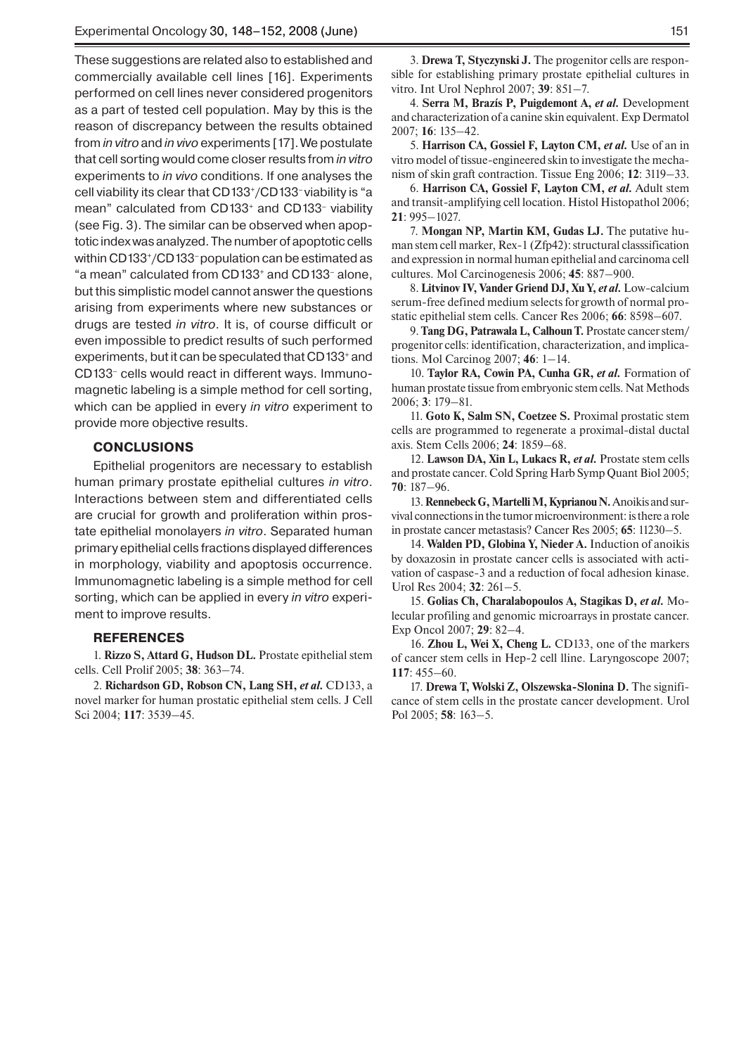These suggestions are related also to established and commercially available cell lines [16]. Experiments performed on cell lines never considered progenitors as a part of tested cell population. May by this is the reason of discrepancy between the results obtained from *in vitro* and *in vivo* experiments [17]. We postulate that cell sorting would come closer results from *in vitro* experiments to *in vivo* conditions. If one analyses the cell viability its clear that CD133$^+$/CD133$^-$ viability is "a mean" calculated from CD133$^+$ and CD133$^-$ viability (see Fig. 3). The similar can be observed when apoptotic index was analyzed. The number of apoptotic cells within CD133$^+$/CD133$^-$ population can be estimated as "a mean" calculated from CD133$^+$ and CD133$^-$ alone, but this simplistic model cannot answer the questions arising from experiments where new substances or drugs are tested *in vitro*. It is, of course difficult or even impossible to predict results of such performed experiments, but it can be speculated that CD133$^+$ and CD133$^-$ cells would react in different ways. Immunomagnetic labeling is a simple method for cell sorting, which can be applied in every *in vitro* experiment to provide more objective results.

## CONCLUSIONS

Epithelial progenitors are necessary to establish human primary prostate epithelial cultures *in vitro*. Interactions between stem and differentiated cells are crucial for growth and proliferation within prostate epithelial monolayers *in vitro*. Separated human primary epithelial cells fractions displayed differences in morphology, viability and apoptosis occurrence. Immunomagnetic labeling is a simple method for cell sorting, which can be applied in every *in vitro* experiment to improve results.

## REFERENCES

1. **Rizzo S, Attard G, Hudson DL.** Prostate epithelial stem cells. Cell Prolif 2005; **38**: 363–74.

2. **Richardson GD, Robson CN, Lang SH, *et al.*** CD133, a novel marker for human prostatic epithelial stem cells. J Cell Sci 2004; **117**: 3539–45.

3. **Drewa T, Styczynski J.** The progenitor cells are responsible for establishing primary prostate epithelial cultures in vitro. Int Urol Nephrol 2007; **39**: 851–7.

4. **Serra M, Brazís P, Puigdemont A, *et al.*** Development and characterization of a canine skin equivalent. Exp Dermatol 2007; **16**: 135–42.

5. **Harrison CA, Gossiel F, Layton CM, *et al.*** Use of an in vitro model of tissue-engineered skin to investigate the mechanism of skin graft contraction. Tissue Eng 2006; **12**: 3119–33.

6. **Harrison CA, Gossiel F, Layton CM, *et al.*** Adult stem and transit-amplifying cell location. Histol Histopathol 2006; **21**: 995–1027.

7. **Mongan NP, Martin KM, Gudas LJ.** The putative human stem cell marker, Rex-1 (Zfp42): structural classsification and expression in normal human epithelial and carcinoma cell cultures. Mol Carcinogenesis 2006; **45**: 887–900.

8. **Litvinov IV, Vander Griend DJ, Xu Y, *et al.*** Low-calcium serum-free defined medium selects for growth of normal prostatic epithelial stem cells. Cancer Res 2006; **66**: 8598–607.

9. **Tang DG, Patrawala L, Calhoun T.** Prostate cancer stem/progenitor cells: identification, characterization, and implications. Mol Carcinog 2007; **46**: 1–14.

10. **Taylor RA, Cowin PA, Cunha GR, *et al.*** Formation of human prostate tissue from embryonic stem cells. Nat Methods 2006; **3**: 179–81.

11. **Goto K, Salm SN, Coetzee S.** Proximal prostatic stem cells are programmed to regenerate a proximal-distal ductal axis. Stem Cells 2006; **24**: 1859–68.

12. **Lawson DA, Xin L, Lukacs R, *et al.*** Prostate stem cells and prostate cancer. Cold Spring Harb Symp Quant Biol 2005; **70**: 187–96.

13. **Rennebeck G, Martelli M, Kyprianou N.** Anoikis and survival connections in the tumor microenvironment: is there a role in prostate cancer metastasis? Cancer Res 2005; **65**: 11230–5.

14. **Walden PD, Globina Y, Nieder A.** Induction of anoikis by doxazosin in prostate cancer cells is associated with activation of caspase-3 and a reduction of focal adhesion kinase. Urol Res 2004; **32**: 261–5.

15. **Golias Ch, Charalabopoulos A, Stagikas D, *et al.*** Molecular profiling and genomic microarrays in prostate cancer. Exp Oncol 2007; **29**: 82–4.

16. **Zhou L, Wei X, Cheng L.** CD133, one of the markers of cancer stem cells in Hep-2 cell lline. Laryngoscope 2007; **117**: 455–60.

17. **Drewa T, Wolski Z, Olszewska-Slonina D.** The significance of stem cells in the prostate cancer development. Urol Pol 2005; **58**: 163–5.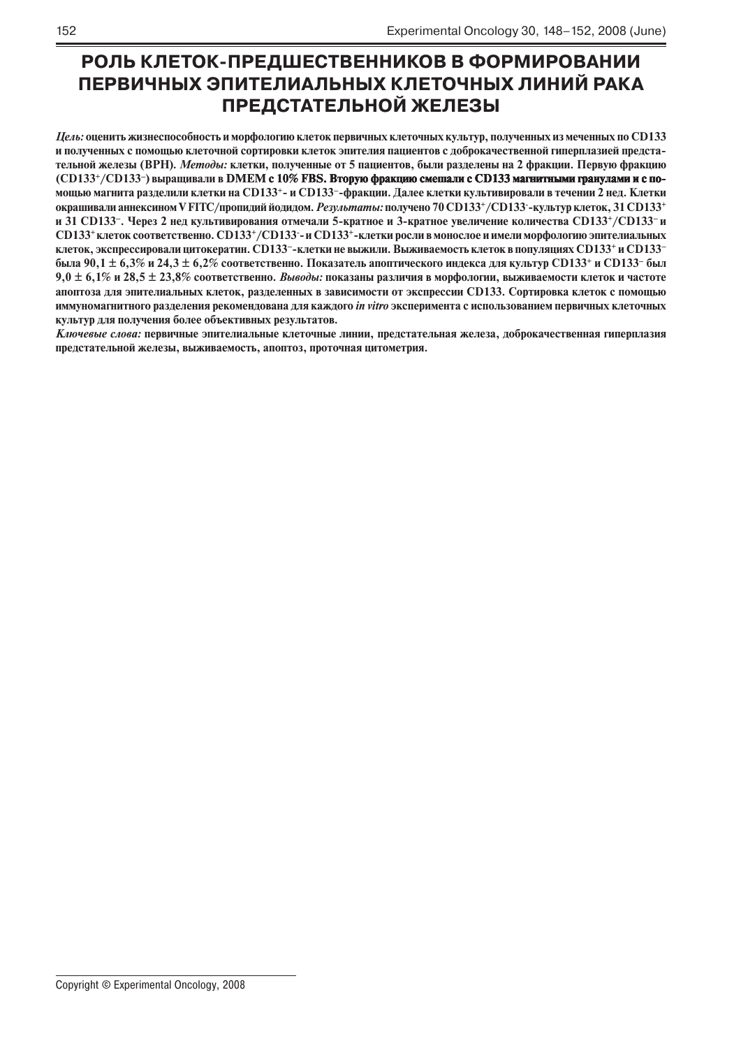# РОЛЬ КЛЕТОК-ПРЕДШЕСТВЕННИКОВ В ФОРМИРОВАНИИ ПЕРВИЧНЫХ ЭПИТЕЛИАЛЬНЫХ КЛЕТОЧНЫХ ЛИНИЙ РАКА ПРЕДСТАТЕЛЬНОЙ ЖЕЛЕЗЫ

***Цель:*** **оценить жизнеспособность и морфологию клеток первичных клеточных культур, полученных из меченных по CD133 и полученных с помощью клеточной сортировки клеток эпителия пациентов с доброкачественной гиперплазией предстательной железы (BPH).** ***Методы:*** **клетки, полученные от 5 пациентов, были разделены на 2 фракции. Первую фракцию (CD133⁺/CD133⁻) выращивали в DMEM с 10% FBS. Вторую фракцию смешали с CD133 магнитными гранулами и с помощью магнита разделили клетки на CD133⁺- и CD133⁻-фракции. Далее клетки культивировали в течении 2 нед. Клетки окрашивали аннексином V FITC/пропидий йодидом.** ***Результаты:*** **получено 70 CD133⁺/CD133⁻-культур клеток, 31 CD133⁺ и 31 CD133⁻. Через 2 нед культивирования отмечали 5-кратное и 3-кратное увеличение количества CD133⁺/CD133⁻ и CD133⁺ клеток соответственно. CD133⁺/CD133⁻- и CD133⁺-клетки росли в монослое и имели морфологию эпителиальных клеток, экспрессировали цитокератин. CD133⁻-клетки не выжили. Выживаемость клеток в популяциях CD133⁺ и CD133⁻ была 90,1 ± 6,3% и 24,3 ± 6,2% соответственно. Показатель апоптического индекса для культур CD133⁺ и CD133⁻ был 9,0 ± 6,1% и 28,5 ± 23,8% соответственно.** ***Выводы:*** **показаны различия в морфологии, выживаемости клеток и частоте апоптоза для эпителиальных клеток, разделенных в зависимости от экспрессии CD133. Сортировка клеток с помощью иммуномагнитного разделения рекомендована для каждого *in vitro* эксперимента с использованием первичных клеточных культур для получения более объективных результатов.**

***Ключевые слова:*** **первичные эпителиальные клеточные линии, предстательная железа, доброкачественная гиперплазия предстательной железы, выживаемость, апоптоз, проточная цитометрия.**

Copyright © Experimental Oncology, 2008